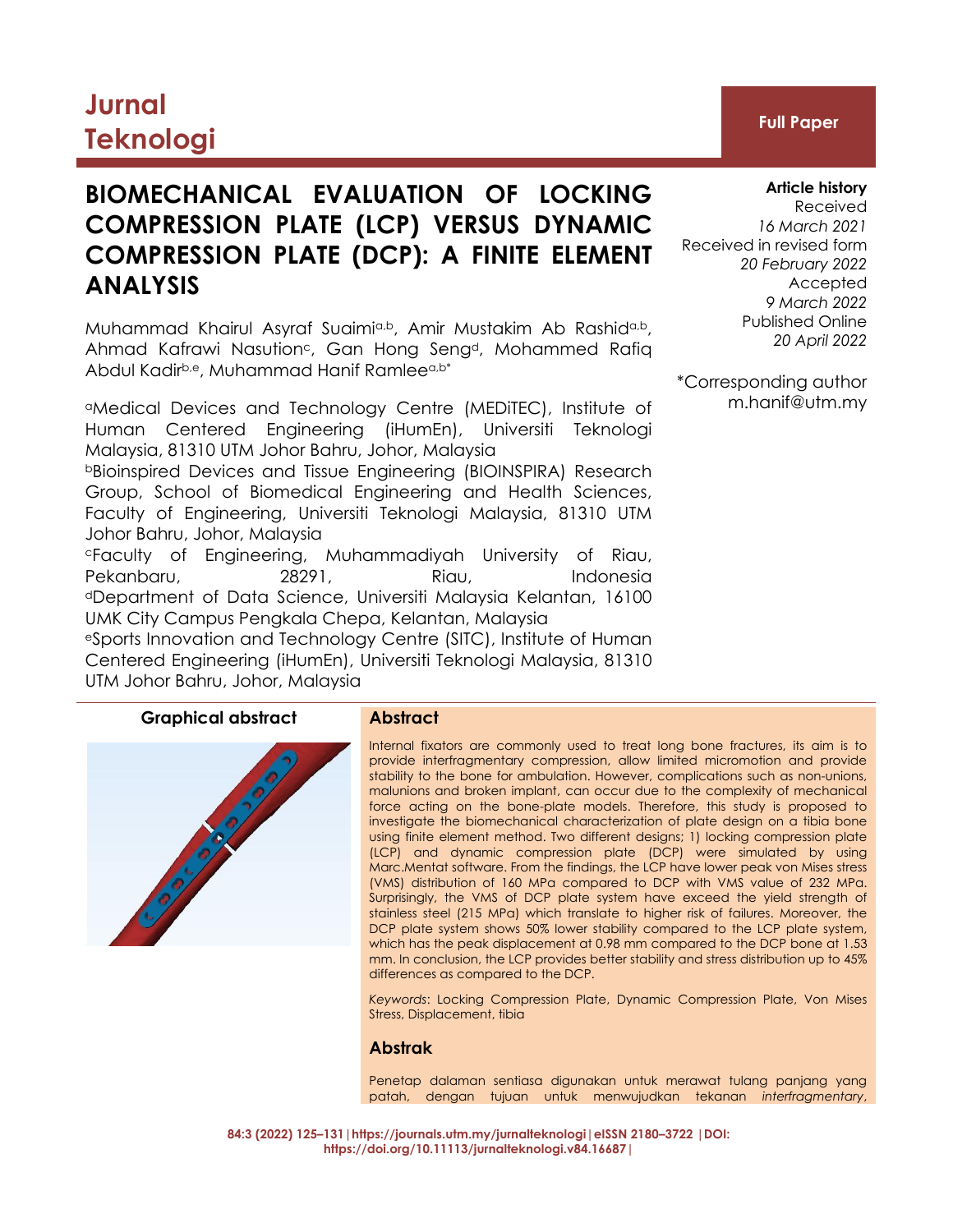Jurnal Teknologi

**Full Paper**

# BIOMECHANICAL EVALUATION OF LOCKING COMPRESSION PLATE (LCP) VERSUS DYNAMIC COMPRESSION PLATE (DCP): A FINITE ELEMENT ANALYSIS

Muhammad Khairul Asyraf Suaimi[a,b], Amir Mustakim Ab Rashid[a,b], Ahmad Kafrawi Nasution[c], Gan Hong Seng[d], Mohammed Rafiq Abdul Kadir[b,e], Muhammad Hanif Ramlee[a,b*]

[a]Medical Devices and Technology Centre (MEDiTEC), Institute of Human Centered Engineering (iHumEn), Universiti Teknologi Malaysia, 81310 UTM Johor Bahru, Johor, Malaysia

[b]Bioinspired Devices and Tissue Engineering (BIOINSPIRA) Research Group, School of Biomedical Engineering and Health Sciences, Faculty of Engineering, Universiti Teknologi Malaysia, 81310 UTM Johor Bahru, Johor, Malaysia

[c]Faculty of Engineering, Muhammadiyah University of Riau, Pekanbaru, 28291, Riau, Indonesia

[d]Department of Data Science, Universiti Malaysia Kelantan, 16100 UMK City Campus Pengkala Chepa, Kelantan, Malaysia

[e]Sports Innovation and Technology Centre (SITC), Institute of Human Centered Engineering (iHumEn), Universiti Teknologi Malaysia, 81310 UTM Johor Bahru, Johor, Malaysia

**Article history**
Received
*16 March 2021*
Received in revised form
*20 February 2022*
Accepted
*9 March 2022*
Published Online
*20 April 2022*

*Corresponding author
m.hanif@utm.my

**Graphical abstract**

## Abstract

Internal fixators are commonly used to treat long bone fractures, its aim is to provide interfragmentary compression, allow limited micromotion and provide stability to the bone for ambulation. However, complications such as non-unions, malunions and broken implant, can occur due to the complexity of mechanical force acting on the bone-plate models. Therefore, this study is proposed to investigate the biomechanical characterization of plate design on a tibia bone using finite element method. Two different designs; 1) locking compression plate (LCP) and dynamic compression plate (DCP) were simulated by using Marc.Mentat software. From the findings, the LCP have lower peak von Mises stress (VMS) distribution of 160 MPa compared to DCP with VMS value of 232 MPa. Surprisingly, the VMS of DCP plate system have exceed the yield strength of stainless steel (215 MPa) which translate to higher risk of failures. Moreover, the DCP plate system shows 50% lower stability compared to the LCP plate system, which has the peak displacement at 0.98 mm compared to the DCP bone at 1.53 mm. In conclusion, the LCP provides better stability and stress distribution up to 45% differences as compared to the DCP.

*Keywords*: Locking Compression Plate, Dynamic Compression Plate, Von Mises Stress, Displacement, tibia

## Abstrak

Penetap dalaman sentiasa digunakan untuk merawat tulang panjang yang patah, dengan tujuan untuk menwujudkan tekanan *interfragmentary*,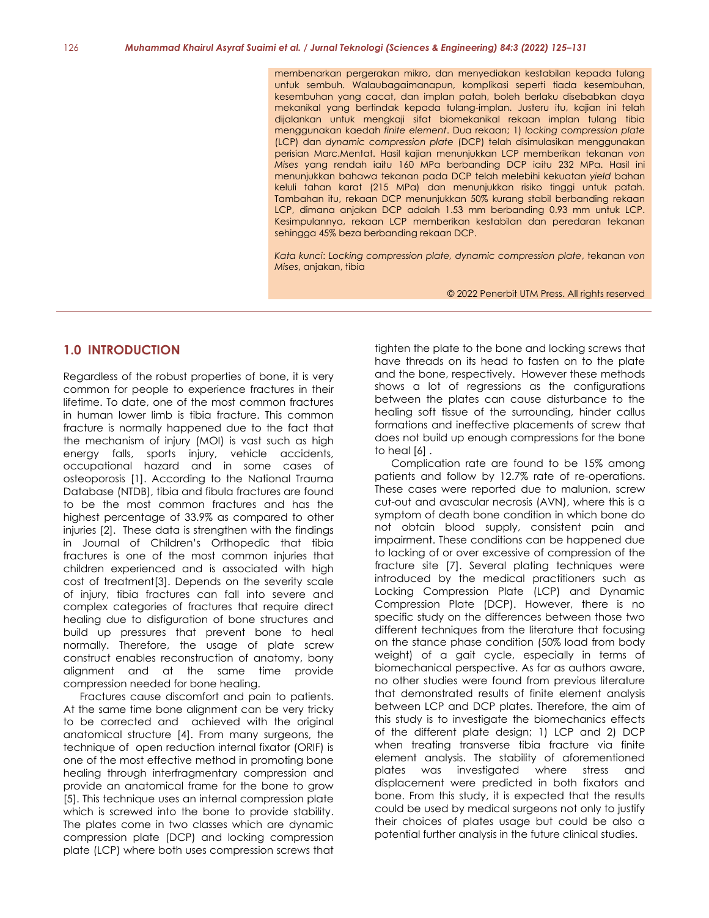membenarkan pergerakan mikro, dan menyediakan kestabilan kepada tulang untuk sembuh. Walaubagaimanapun, komplikasi seperti tiada kesembuhan, kesembuhan yang cacat, dan implan patah, boleh berlaku disebabkan daya mekanikal yang bertindak kepada tulang-implan. Justeru itu, kajian ini telah dijalankan untuk mengkaji sifat biomekanikal rekaan implan tulang tibia menggunakan kaedah *finite element*. Dua rekaan; 1) *locking compression plate* (LCP) dan *dynamic compression plate* (DCP) telah disimulasikan menggunakan perisian Marc.Mentat. Hasil kajian menunjukkan LCP memberikan tekanan *von Mises* yang rendah iaitu 160 MPa berbanding DCP iaitu 232 MPa. Hasil ini menunjukkan bahawa tekanan pada DCP telah melebihi kekuatan *yield* bahan keluli tahan karat (215 MPa) dan menunjukkan risiko tinggi untuk patah. Tambahan itu, rekaan DCP menunjukkan 50% kurang stabil berbanding rekaan LCP, dimana anjakan DCP adalah 1.53 mm berbanding 0.93 mm untuk LCP. Kesimpulannya, rekaan LCP memberikan kestabilan dan peredaran tekanan sehingga 45% beza berbanding rekaan DCP.

*Kata kunci*: *Locking compression plate, dynamic compression plate*, tekanan *von Mises*, anjakan, tibia

© 2022 Penerbit UTM Press. All rights reserved

## 1.0 INTRODUCTION

Regardless of the robust properties of bone, it is very common for people to experience fractures in their lifetime. To date, one of the most common fractures in human lower limb is tibia fracture. This common fracture is normally happened due to the fact that the mechanism of injury (MOI) is vast such as high energy falls, sports injury, vehicle accidents, occupational hazard and in some cases of osteoporosis [1]. According to the National Trauma Database (NTDB), tibia and fibula fractures are found to be the most common fractures and has the highest percentage of 33.9% as compared to other injuries [2]. These data is strengthen with the findings in Journal of Children's Orthopedic that tibia fractures is one of the most common injuries that children experienced and is associated with high cost of treatment[3]. Depends on the severity scale of injury, tibia fractures can fall into severe and complex categories of fractures that require direct healing due to disfiguration of bone structures and build up pressures that prevent bone to heal normally. Therefore, the usage of plate screw construct enables reconstruction of anatomy, bony alignment and at the same time provide compression needed for bone healing.

Fractures cause discomfort and pain to patients. At the same time bone alignment can be very tricky to be corrected and achieved with the original anatomical structure [4]. From many surgeons, the technique of open reduction internal fixator (ORIF) is one of the most effective method in promoting bone healing through interfragmentary compression and provide an anatomical frame for the bone to grow [5]. This technique uses an internal compression plate which is screwed into the bone to provide stability. The plates come in two classes which are dynamic compression plate (DCP) and locking compression plate (LCP) where both uses compression screws that tighten the plate to the bone and locking screws that have threads on its head to fasten on to the plate and the bone, respectively. However these methods shows a lot of regressions as the configurations between the plates can cause disturbance to the healing soft tissue of the surrounding, hinder callus formations and ineffective placements of screw that does not build up enough compressions for the bone to heal [6] .

Complication rate are found to be 15% among patients and follow by 12.7% rate of re-operations. These cases were reported due to malunion, screw cut-out and avascular necrosis (AVN), where this is a symptom of death bone condition in which bone do not obtain blood supply, consistent pain and impairment. These conditions can be happened due to lacking of or over excessive of compression of the fracture site [7]. Several plating techniques were introduced by the medical practitioners such as Locking Compression Plate (LCP) and Dynamic Compression Plate (DCP). However, there is no specific study on the differences between those two different techniques from the literature that focusing on the stance phase condition (50% load from body weight) of a gait cycle, especially in terms of biomechanical perspective. As far as authors aware, no other studies were found from previous literature that demonstrated results of finite element analysis between LCP and DCP plates. Therefore, the aim of this study is to investigate the biomechanics effects of the different plate design; 1) LCP and 2) DCP when treating transverse tibia fracture via finite element analysis. The stability of aforementioned plates was investigated where stress and displacement were predicted in both fixators and bone. From this study, it is expected that the results could be used by medical surgeons not only to justify their choices of plates usage but could be also a potential further analysis in the future clinical studies.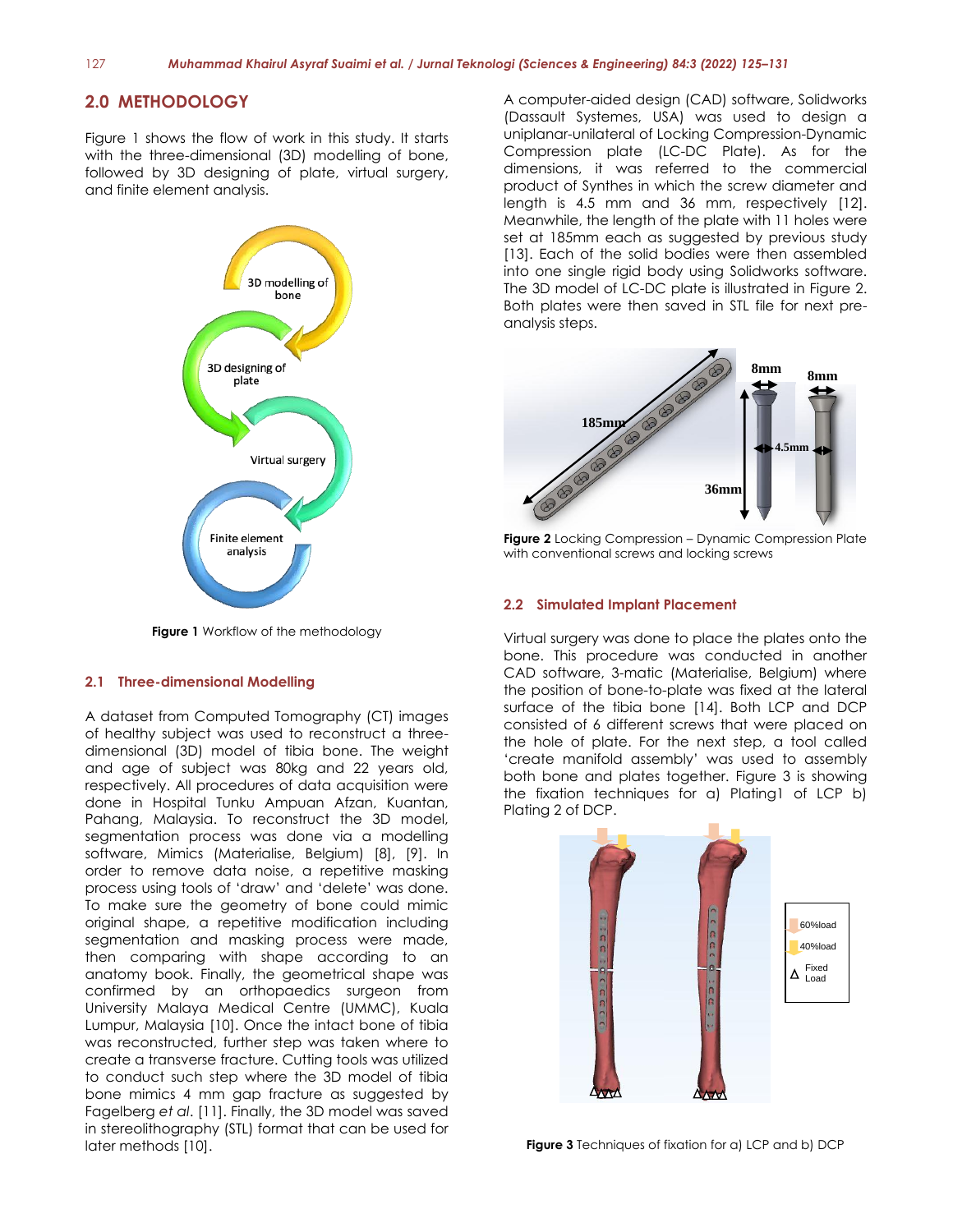## 2.0 METHODOLOGY

Figure 1 shows the flow of work in this study. It starts with the three-dimensional (3D) modelling of bone, followed by 3D designing of plate, virtual surgery, and finite element analysis.

**Figure 1** Workflow of the methodology

### 2.1 Three-dimensional Modelling

A dataset from Computed Tomography (CT) images of healthy subject was used to reconstruct a three-dimensional (3D) model of tibia bone. The weight and age of subject was 80kg and 22 years old, respectively. All procedures of data acquisition were done in Hospital Tunku Ampuan Afzan, Kuantan, Pahang, Malaysia. To reconstruct the 3D model, segmentation process was done via a modelling software, Mimics (Materialise, Belgium) [8], [9]. In order to remove data noise, a repetitive masking process using tools of 'draw' and 'delete' was done. To make sure the geometry of bone could mimic original shape, a repetitive modification including segmentation and masking process were made, then comparing with shape according to an anatomy book. Finally, the geometrical shape was confirmed by an orthopaedics surgeon from University Malaya Medical Centre (UMMC), Kuala Lumpur, Malaysia [10]. Once the intact bone of tibia was reconstructed, further step was taken where to create a transverse fracture. Cutting tools was utilized to conduct such step where the 3D model of tibia bone mimics 4 mm gap fracture as suggested by Fagelberg *et al*. [11]. Finally, the 3D model was saved in stereolithography (STL) format that can be used for later methods [10].

A computer-aided design (CAD) software, Solidworks (Dassault Systemes, USA) was used to design a uniplanar-unilateral of Locking Compression-Dynamic Compression plate (LC-DC Plate). As for the dimensions, it was referred to the commercial product of Synthes in which the screw diameter and length is 4.5 mm and 36 mm, respectively [12]. Meanwhile, the length of the plate with 11 holes were set at 185mm each as suggested by previous study [13]. Each of the solid bodies were then assembled into one single rigid body using Solidworks software. The 3D model of LC-DC plate is illustrated in Figure 2. Both plates were then saved in STL file for next pre-analysis steps.

**Figure 2** Locking Compression – Dynamic Compression Plate with conventional screws and locking screws

### 2.2 Simulated Implant Placement

Virtual surgery was done to place the plates onto the bone. This procedure was conducted in another CAD software, 3-matic (Materialise, Belgium) where the position of bone-to-plate was fixed at the lateral surface of the tibia bone [14]. Both LCP and DCP consisted of 6 different screws that were placed on the hole of plate. For the next step, a tool called 'create manifold assembly' was used to assembly both bone and plates together. Figure 3 is showing the fixation techniques for a) Plating1 of LCP b) Plating 2 of DCP.

**Figure 3** Techniques of fixation for a) LCP and b) DCP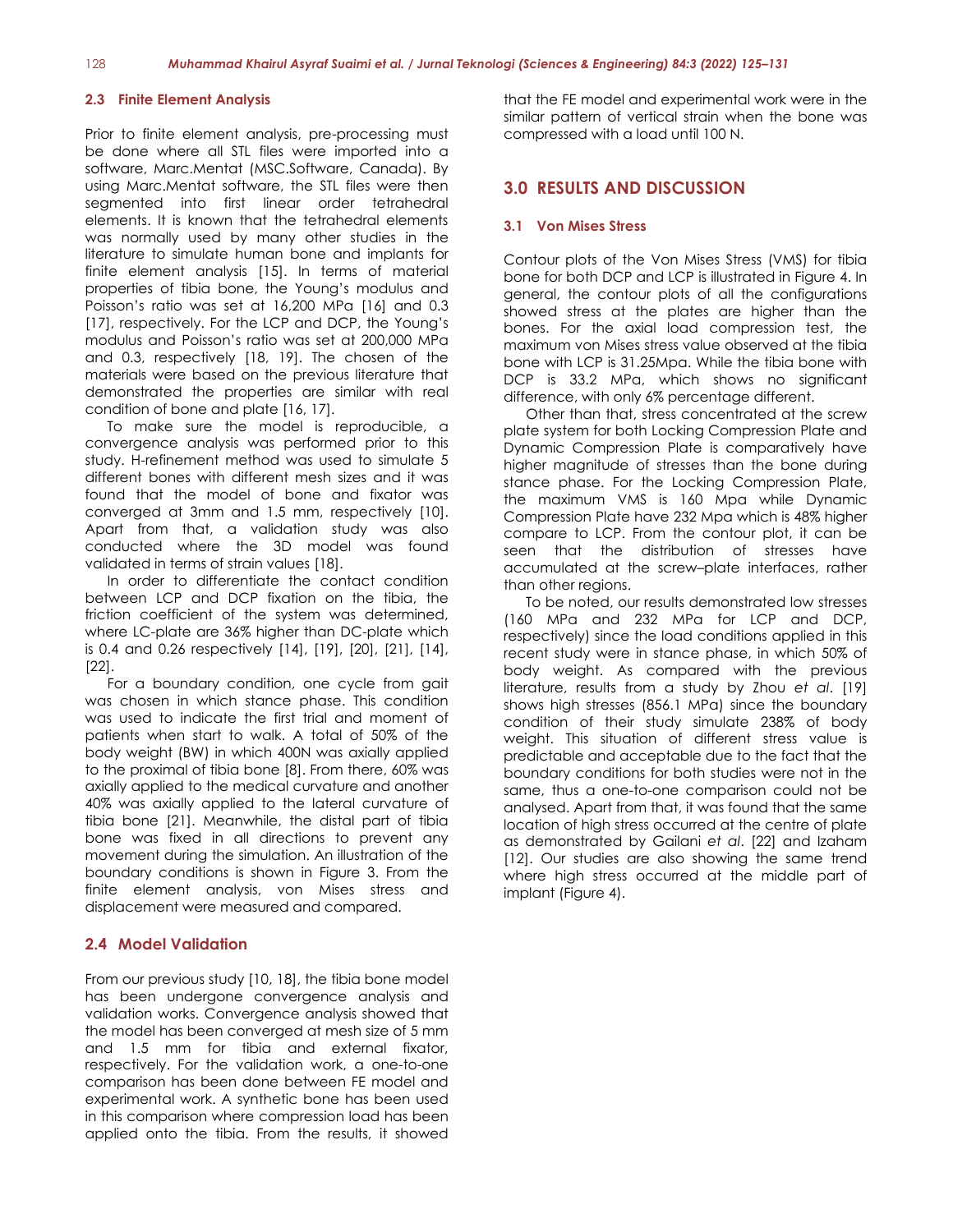### 2.3 Finite Element Analysis

Prior to finite element analysis, pre-processing must be done where all STL files were imported into a software, Marc.Mentat (MSC.Software, Canada). By using Marc.Mentat software, the STL files were then segmented into first linear order tetrahedral elements. It is known that the tetrahedral elements was normally used by many other studies in the literature to simulate human bone and implants for finite element analysis [15]. In terms of material properties of tibia bone, the Young's modulus and Poisson's ratio was set at 16,200 MPa [16] and 0.3 [17], respectively. For the LCP and DCP, the Young's modulus and Poisson's ratio was set at 200,000 MPa and 0.3, respectively [18, 19]. The chosen of the materials were based on the previous literature that demonstrated the properties are similar with real condition of bone and plate [16, 17].

To make sure the model is reproducible, a convergence analysis was performed prior to this study. H-refinement method was used to simulate 5 different bones with different mesh sizes and it was found that the model of bone and fixator was converged at 3mm and 1.5 mm, respectively [10]. Apart from that, a validation study was also conducted where the 3D model was found validated in terms of strain values [18].

In order to differentiate the contact condition between LCP and DCP fixation on the tibia, the friction coefficient of the system was determined, where LC-plate are 36% higher than DC-plate which is 0.4 and 0.26 respectively [14], [19], [20], [21], [14], [22].

For a boundary condition, one cycle from gait was chosen in which stance phase. This condition was used to indicate the first trial and moment of patients when start to walk. A total of 50% of the body weight (BW) in which 400N was axially applied to the proximal of tibia bone [8]. From there, 60% was axially applied to the medical curvature and another 40% was axially applied to the lateral curvature of tibia bone [21]. Meanwhile, the distal part of tibia bone was fixed in all directions to prevent any movement during the simulation. An illustration of the boundary conditions is shown in Figure 3. From the finite element analysis, von Mises stress and displacement were measured and compared.

### 2.4 Model Validation

From our previous study [10, 18], the tibia bone model has been undergone convergence analysis and validation works. Convergence analysis showed that the model has been converged at mesh size of 5 mm and 1.5 mm for tibia and external fixator, respectively. For the validation work, a one-to-one comparison has been done between FE model and experimental work. A synthetic bone has been used in this comparison where compression load has been applied onto the tibia. From the results, it showed that the FE model and experimental work were in the similar pattern of vertical strain when the bone was compressed with a load until 100 N.

## 3.0 RESULTS AND DISCUSSION

### 3.1 Von Mises Stress

Contour plots of the Von Mises Stress (VMS) for tibia bone for both DCP and LCP is illustrated in Figure 4. In general, the contour plots of all the configurations showed stress at the plates are higher than the bones. For the axial load compression test, the maximum von Mises stress value observed at the tibia bone with LCP is 31.25Mpa. While the tibia bone with DCP is 33.2 MPa, which shows no significant difference, with only 6% percentage different.

Other than that, stress concentrated at the screw plate system for both Locking Compression Plate and Dynamic Compression Plate is comparatively have higher magnitude of stresses than the bone during stance phase. For the Locking Compression Plate, the maximum VMS is 160 Mpa while Dynamic Compression Plate have 232 Mpa which is 48% higher compare to LCP. From the contour plot, it can be seen that the distribution of stresses have accumulated at the screw–plate interfaces, rather than other regions.

To be noted, our results demonstrated low stresses (160 MPa and 232 MPa for LCP and DCP, respectively) since the load conditions applied in this recent study were in stance phase, in which 50% of body weight. As compared with the previous literature, results from a study by Zhou *et al*. [19] shows high stresses (856.1 MPa) since the boundary condition of their study simulate 238% of body weight. This situation of different stress value is predictable and acceptable due to the fact that the boundary conditions for both studies were not in the same, thus a one-to-one comparison could not be analysed. Apart from that, it was found that the same location of high stress occurred at the centre of plate as demonstrated by Gailani *et al*. [22] and Izaham [12]. Our studies are also showing the same trend where high stress occurred at the middle part of implant (Figure 4).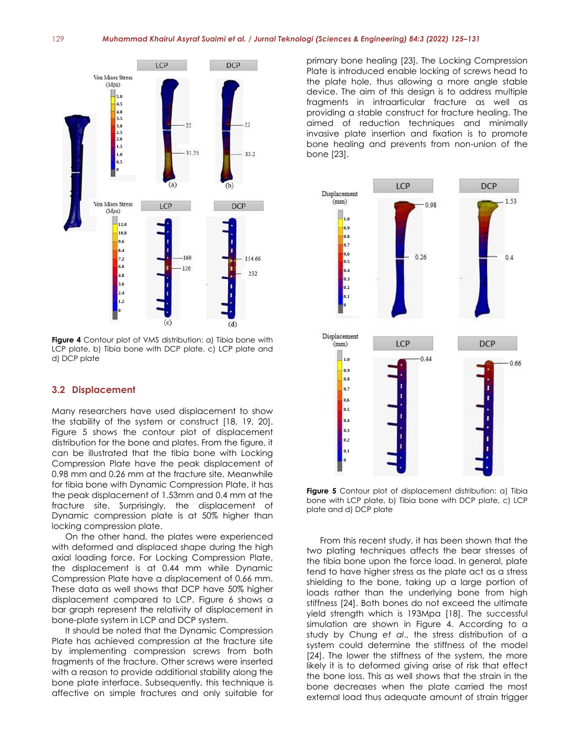**Figure 4** Contour plot of VMS distribution: a) Tibia bone with LCP plate, b) Tibia bone with DCP plate, c) LCP plate and d) DCP plate

### 3.2 Displacement

Many researchers have used displacement to show the stability of the system or construct [18, 19, 20]. Figure 5 shows the contour plot of displacement distribution for the bone and plates. From the figure, it can be illustrated that the tibia bone with Locking Compression Plate have the peak displacement of 0.98 mm and 0.26 mm at the fracture site. Meanwhile for tibia bone with Dynamic Compression Plate, it has the peak displacement of 1.53mm and 0.4 mm at the fracture site. Surprisingly, the displacement of Dynamic compression plate is at 50% higher than locking compression plate.

On the other hand, the plates were experienced with deformed and displaced shape during the high axial loading force. For Locking Compression Plate, the displacement is at 0.44 mm while Dynamic Compression Plate have a displacement of 0.66 mm. These data as well shows that DCP have 50% higher displacement compared to LCP. Figure 6 shows a bar graph represent the relativity of displacement in bone-plate system in LCP and DCP system.

It should be noted that the Dynamic Compression Plate has achieved compression at the fracture site by implementing compression screws from both fragments of the fracture. Other screws were inserted with a reason to provide additional stability along the bone plate interface. Subsequently, this technique is affective on simple fractures and only suitable for primary bone healing [23]. The Locking Compression Plate is introduced enable locking of screws head to the plate hole, thus allowing a more angle stable device. The aim of this design is to address multiple fragments in intraarticular fracture as well as providing a stable construct for fracture healing. The aimed of reduction techniques and minimally invasive plate insertion and fixation is to promote bone healing and prevents from non-union of the bone [23].

**Figure 5** Contour plot of displacement distribution: a) Tibia bone with LCP plate, b) Tibia bone with DCP plate, c) LCP plate and d) DCP plate

From this recent study, it has been shown that the two plating techniques affects the bear stresses of the tibia bone upon the force load. In general, plate tend to have higher stress as the plate act as a stress shielding to the bone, taking up a large portion of loads rather than the underlying bone from high stiffness [24]. Both bones do not exceed the ultimate yield strength which is 193Mpa [18]. The successful simulation are shown in Figure 4. According to a study by Chung *et al.*, the stress distribution of a system could determine the stiffness of the model [24]. The lower the stiffness of the system, the more likely it is to deformed giving arise of risk that effect the bone loss. This as well shows that the strain in the bone decreases when the plate carried the most external load thus adequate amount of strain trigger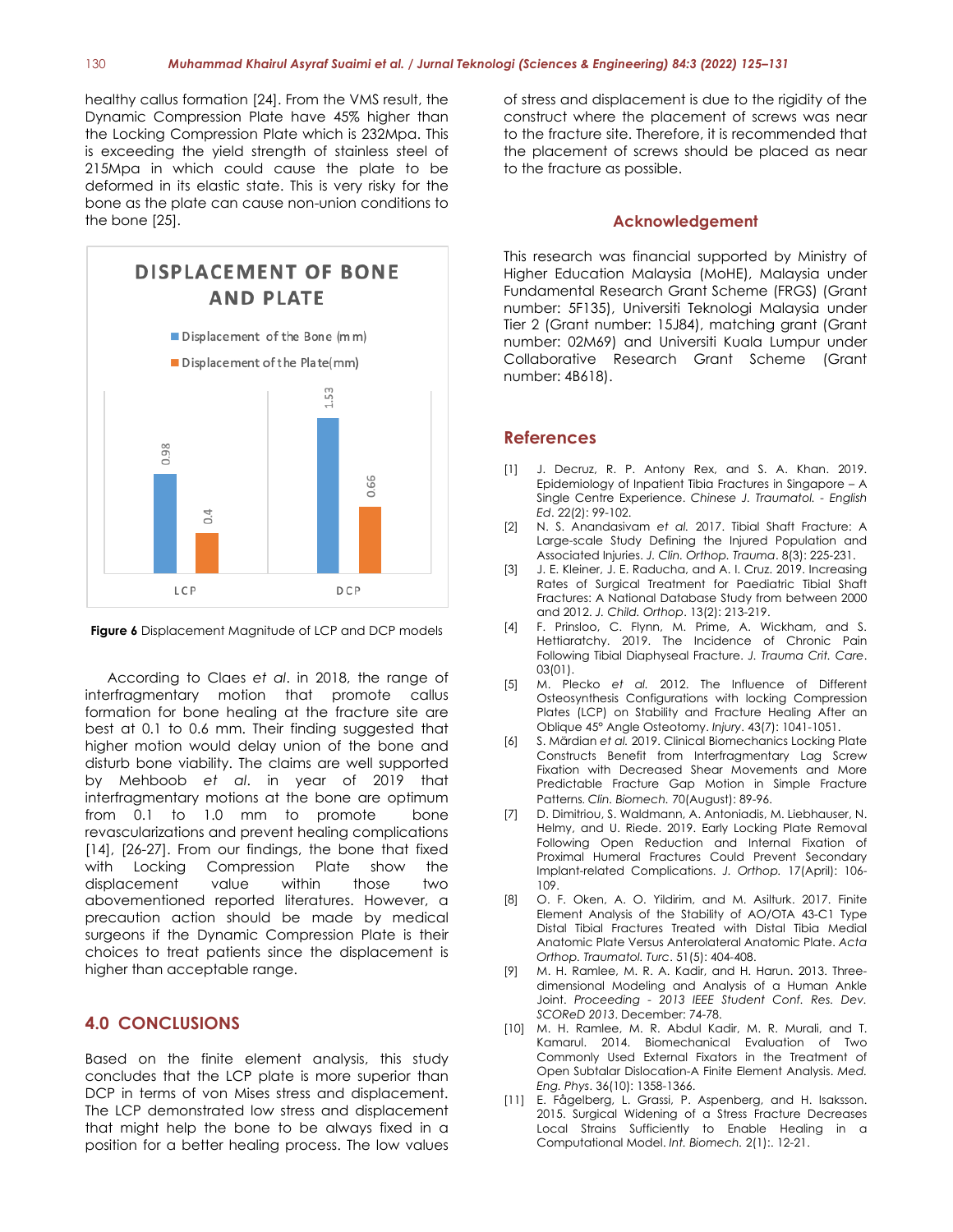healthy callus formation [24]. From the VMS result, the Dynamic Compression Plate have 45% higher than the Locking Compression Plate which is 232Mpa. This is exceeding the yield strength of stainless steel of 215Mpa in which could cause the plate to be deformed in its elastic state. This is very risky for the bone as the plate can cause non-union conditions to the bone [25].

**Figure 6** Displacement Magnitude of LCP and DCP models

According to Claes *et al*. in 2018, the range of interfragmentary motion that promote callus formation for bone healing at the fracture site are best at 0.1 to 0.6 mm. Their finding suggested that higher motion would delay union of the bone and disturb bone viability. The claims are well supported by Mehboob *et al*. in year of 2019 that interfragmentary motions at the bone are optimum from 0.1 to 1.0 mm to promote bone revascularizations and prevent healing complications [14], [26-27]. From our findings, the bone that fixed with Locking Compression Plate show the displacement value within those two abovementioned reported literatures. However, a precaution action should be made by medical surgeons if the Dynamic Compression Plate is their choices to treat patients since the displacement is higher than acceptable range.

## 4.0 CONCLUSIONS

Based on the finite element analysis, this study concludes that the LCP plate is more superior than DCP in terms of von Mises stress and displacement. The LCP demonstrated low stress and displacement that might help the bone to be always fixed in a position for a better healing process. The low values of stress and displacement is due to the rigidity of the construct where the placement of screws was near to the fracture site. Therefore, it is recommended that the placement of screws should be placed as near to the fracture as possible.

## Acknowledgement

This research was financial supported by Ministry of Higher Education Malaysia (MoHE), Malaysia under Fundamental Research Grant Scheme (FRGS) (Grant number: 5F135), Universiti Teknologi Malaysia under Tier 2 (Grant number: 15J84), matching grant (Grant number: 02M69) and Universiti Kuala Lumpur under Collaborative Research Grant Scheme (Grant number: 4B618).

## References

[1] J. Decruz, R. P. Antony Rex, and S. A. Khan. 2019. Epidemiology of Inpatient Tibia Fractures in Singapore – A Single Centre Experience. *Chinese J. Traumatol. - English Ed*. 22(2): 99-102.

[2] N. S. Anandasivam *et al.* 2017. Tibial Shaft Fracture: A Large-scale Study Defining the Injured Population and Associated Injuries. *J. Clin. Orthop. Trauma*. 8(3): 225-231.

[3] J. E. Kleiner, J. E. Raducha, and A. I. Cruz. 2019. Increasing Rates of Surgical Treatment for Paediatric Tibial Shaft Fractures: A National Database Study from between 2000 and 2012. *J. Child. Orthop*. 13(2): 213-219.

[4] F. Prinsloo, C. Flynn, M. Prime, A. Wickham, and S. Hettiaratchy. 2019. The Incidence of Chronic Pain Following Tibial Diaphyseal Fracture. *J. Trauma Crit. Care*. 03(01).

[5] M. Plecko *et al.* 2012. The Influence of Different Osteosynthesis Configurations with locking Compression Plates (LCP) on Stability and Fracture Healing After an Oblique 45° Angle Osteotomy. *Injury*. 43(7): 1041-1051.

[6] S. Mărdian *et al.* 2019. Clinical Biomechanics Locking Plate Constructs Benefit from Interfragmentary Lag Screw Fixation with Decreased Shear Movements and More Predictable Fracture Gap Motion in Simple Fracture Patterns. *Clin. Biomech.* 70(August): 89-96.

[7] D. Dimitriou, S. Waldmann, A. Antoniadis, M. Liebhauser, N. Helmy, and U. Riede. 2019. Early Locking Plate Removal Following Open Reduction and Internal Fixation of Proximal Humeral Fractures Could Prevent Secondary Implant-related Complications. *J. Orthop.* 17(April): 106-109.

[8] O. F. Oken, A. O. Yildirim, and M. Asilturk. 2017. Finite Element Analysis of the Stability of AO/OTA 43-C1 Type Distal Tibial Fractures Treated with Distal Tibia Medial Anatomic Plate Versus Anterolateral Anatomic Plate. *Acta Orthop. Traumatol. Turc*. 51(5): 404-408.

[9] M. H. Ramlee, M. R. A. Kadir, and H. Harun. 2013. Three-dimensional Modeling and Analysis of a Human Ankle Joint. *Proceeding - 2013 IEEE Student Conf. Res. Dev. SCOReD 2013*. December: 74-78.

[10] M. H. Ramlee, M. R. Abdul Kadir, M. R. Murali, and T. Kamarul. 2014. Biomechanical Evaluation of Two Commonly Used External Fixators in the Treatment of Open Subtalar Dislocation-A Finite Element Analysis. *Med. Eng. Phys*. 36(10): 1358-1366.

[11] E. Fågelberg, L. Grassi, P. Aspenberg, and H. Isaksson. 2015. Surgical Widening of a Stress Fracture Decreases Local Strains Sufficiently to Enable Healing in a Computational Model. *Int. Biomech.* 2(1):. 12-21.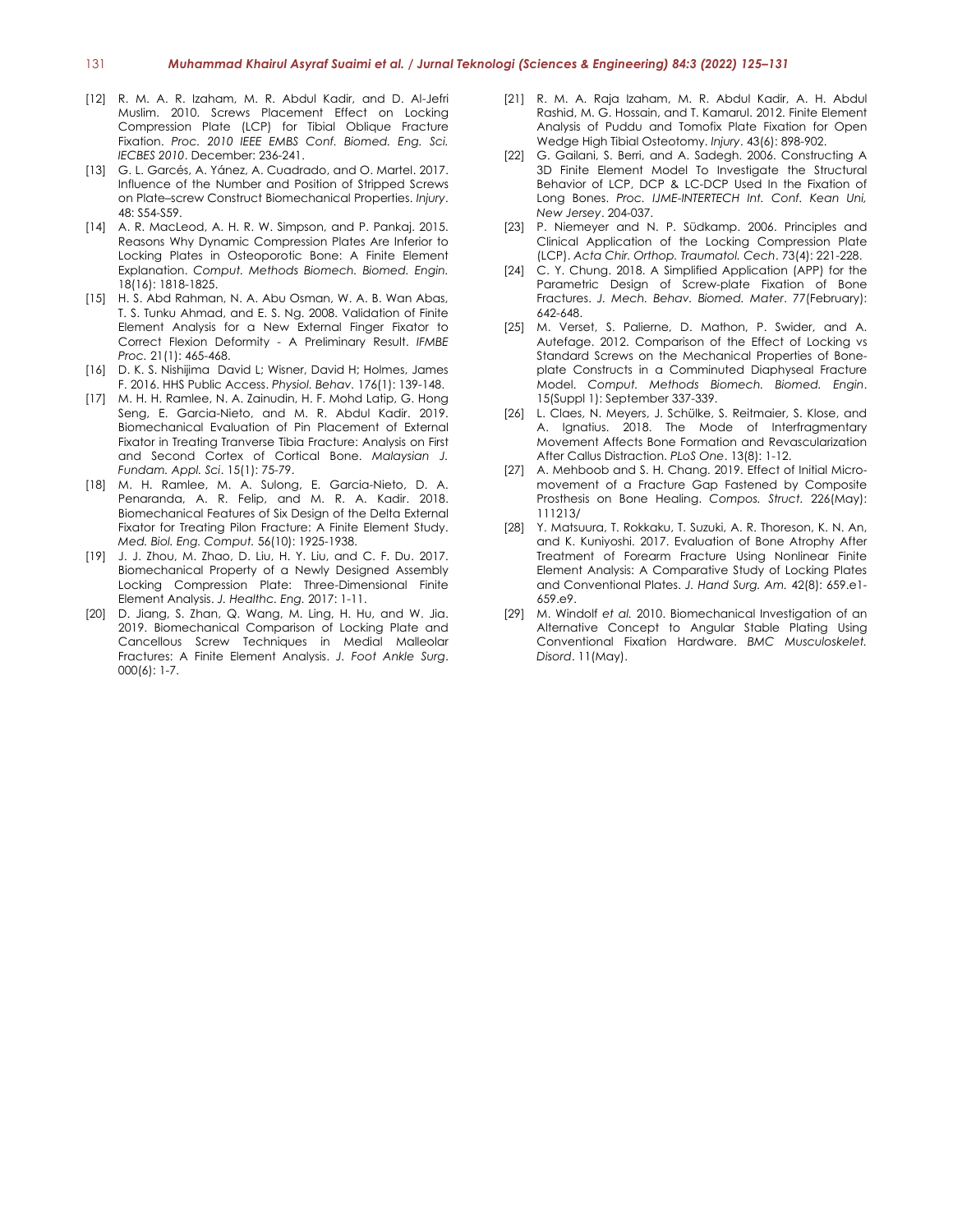[12] R. M. A. R. Izaham, M. R. Abdul Kadir, and D. Al-Jefri Muslim. 2010. Screws Placement Effect on Locking Compression Plate (LCP) for Tibial Oblique Fracture Fixation. *Proc. 2010 IEEE EMBS Conf. Biomed. Eng. Sci. IECBES 2010*. December: 236-241.

[13] G. L. Garcés, A. Yánez, A. Cuadrado, and O. Martel. 2017. Influence of the Number and Position of Stripped Screws on Plate–screw Construct Biomechanical Properties. *Injury*. 48: S54-S59.

[14] A. R. MacLeod, A. H. R. W. Simpson, and P. Pankaj. 2015. Reasons Why Dynamic Compression Plates Are Inferior to Locking Plates in Osteoporotic Bone: A Finite Element Explanation. *Comput. Methods Biomech. Biomed. Engin.* 18(16): 1818-1825.

[15] H. S. Abd Rahman, N. A. Abu Osman, W. A. B. Wan Abas, T. S. Tunku Ahmad, and E. S. Ng. 2008. Validation of Finite Element Analysis for a New External Finger Fixator to Correct Flexion Deformity - A Preliminary Result. *IFMBE Proc.* 21(1): 465-468.

[16] D. K. S. Nishijima David L; Wisner, David H; Holmes, James F. 2016. HHS Public Access. *Physiol. Behav*. 176(1): 139-148.

[17] M. H. H. Ramlee, N. A. Zainudin, H. F. Mohd Latip, G. Hong Seng, E. Garcia-Nieto, and M. R. Abdul Kadir. 2019. Biomechanical Evaluation of Pin Placement of External Fixator in Treating Tranverse Tibia Fracture: Analysis on First and Second Cortex of Cortical Bone. *Malaysian J. Fundam. Appl. Sci*. 15(1): 75-79.

[18] M. H. Ramlee, M. A. Sulong, E. Garcia-Nieto, D. A. Penaranda, A. R. Felip, and M. R. A. Kadir. 2018. Biomechanical Features of Six Design of the Delta External Fixator for Treating Pilon Fracture: A Finite Element Study. *Med. Biol. Eng. Comput.* 56(10): 1925-1938.

[19] J. J. Zhou, M. Zhao, D. Liu, H. Y. Liu, and C. F. Du. 2017. Biomechanical Property of a Newly Designed Assembly Locking Compression Plate: Three-Dimensional Finite Element Analysis. *J. Healthc. Eng.* 2017: 1-11.

[20] D. Jiang, S. Zhan, Q. Wang, M. Ling, H. Hu, and W. Jia. 2019. Biomechanical Comparison of Locking Plate and Cancellous Screw Techniques in Medial Malleolar Fractures: A Finite Element Analysis. *J. Foot Ankle Surg*. 000(6): 1-7.

[21] R. M. A. Raja Izaham, M. R. Abdul Kadir, A. H. Abdul Rashid, M. G. Hossain, and T. Kamarul. 2012. Finite Element Analysis of Puddu and Tomofix Plate Fixation for Open Wedge High Tibial Osteotomy. *Injury*. 43(6): 898-902.

[22] G. Gailani, S. Berri, and A. Sadegh. 2006. Constructing A 3D Finite Element Model To Investigate the Structural Behavior of LCP, DCP & LC-DCP Used In the Fixation of Long Bones. *Proc. IJME-INTERTECH Int. Conf. Kean Uni, New Jersey*. 204-037.

[23] P. Niemeyer and N. P. Südkamp. 2006. Principles and Clinical Application of the Locking Compression Plate (LCP). *Acta Chir. Orthop. Traumatol. Cech*. 73(4): 221-228.

[24] C. Y. Chung. 2018. A Simplified Application (APP) for the Parametric Design of Screw-plate Fixation of Bone Fractures. *J. Mech. Behav. Biomed. Mater*. 77(February): 642-648.

[25] M. Verset, S. Palierne, D. Mathon, P. Swider, and A. Autefage. 2012. Comparison of the Effect of Locking vs Standard Screws on the Mechanical Properties of Bone-plate Constructs in a Comminuted Diaphyseal Fracture Model. *Comput. Methods Biomech. Biomed. Engin*. 15(Suppl 1): September 337-339.

[26] L. Claes, N. Meyers, J. Schülke, S. Reitmaier, S. Klose, and A. Ignatius. 2018. The Mode of Interfragmentary Movement Affects Bone Formation and Revascularization After Callus Distraction. *PLoS One*. 13(8): 1-12.

[27] A. Mehboob and S. H. Chang. 2019. Effect of Initial Micro-movement of a Fracture Gap Fastened by Composite Prosthesis on Bone Healing. *Compos. Struct.* 226(May): 111213/

[28] Y. Matsuura, T. Rokkaku, T. Suzuki, A. R. Thoreson, K. N. An, and K. Kuniyoshi. 2017. Evaluation of Bone Atrophy After Treatment of Forearm Fracture Using Nonlinear Finite Element Analysis: A Comparative Study of Locking Plates and Conventional Plates. *J. Hand Surg. Am.* 42(8): 659.e1-659.e9.

[29] M. Windolf *et al.* 2010. Biomechanical Investigation of an Alternative Concept to Angular Stable Plating Using Conventional Fixation Hardware. *BMC Musculoskelet. Disord*. 11(May).